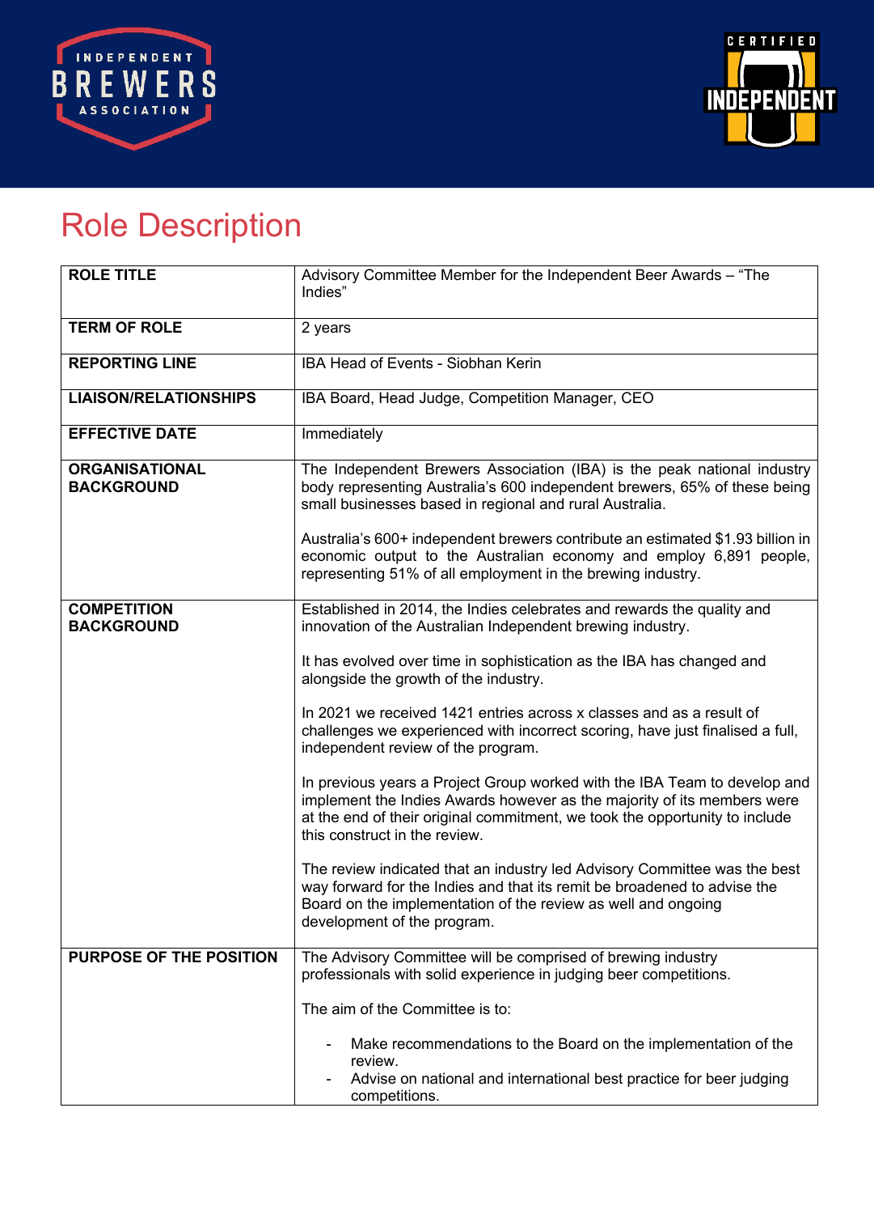# Role Description

| ROLE TITLE | Advisory Committee Member for the Independent Beer Awards – "The Indies" |
|---|---|
| **TERM OF ROLE** | 2 years |
| **REPORTING LINE** | IBA Head of Events - Siobhan Kerin |
| **LIAISON/RELATIONSHIPS** | IBA Board, Head Judge, Competition Manager, CEO |
| **EFFECTIVE DATE** | Immediately |
| **ORGANISATIONAL BACKGROUND** | The Independent Brewers Association (IBA) is the peak national industry body representing Australia's 600 independent brewers, 65% of these being small businesses based in regional and rural Australia.<br><br>Australia's 600+ independent brewers contribute an estimated $1.93 billion in economic output to the Australian economy and employ 6,891 people, representing 51% of all employment in the brewing industry. |
| **COMPETITION BACKGROUND** | Established in 2014, the Indies celebrates and rewards the quality and innovation of the Australian Independent brewing industry.<br><br>It has evolved over time in sophistication as the IBA has changed and alongside the growth of the industry.<br><br>In 2021 we received 1421 entries across x classes and as a result of challenges we experienced with incorrect scoring, have just finalised a full, independent review of the program.<br><br>In previous years a Project Group worked with the IBA Team to develop and implement the Indies Awards however as the majority of its members were at the end of their original commitment, we took the opportunity to include this construct in the review.<br><br>The review indicated that an industry led Advisory Committee was the best way forward for the Indies and that its remit be broadened to advise the Board on the implementation of the review as well and ongoing development of the program. |
| **PURPOSE OF THE POSITION** | The Advisory Committee will be comprised of brewing industry professionals with solid experience in judging beer competitions.<br><br>The aim of the Committee is to:<br><br>- Make recommendations to the Board on the implementation of the review.<br>- Advise on national and international best practice for beer judging competitions. |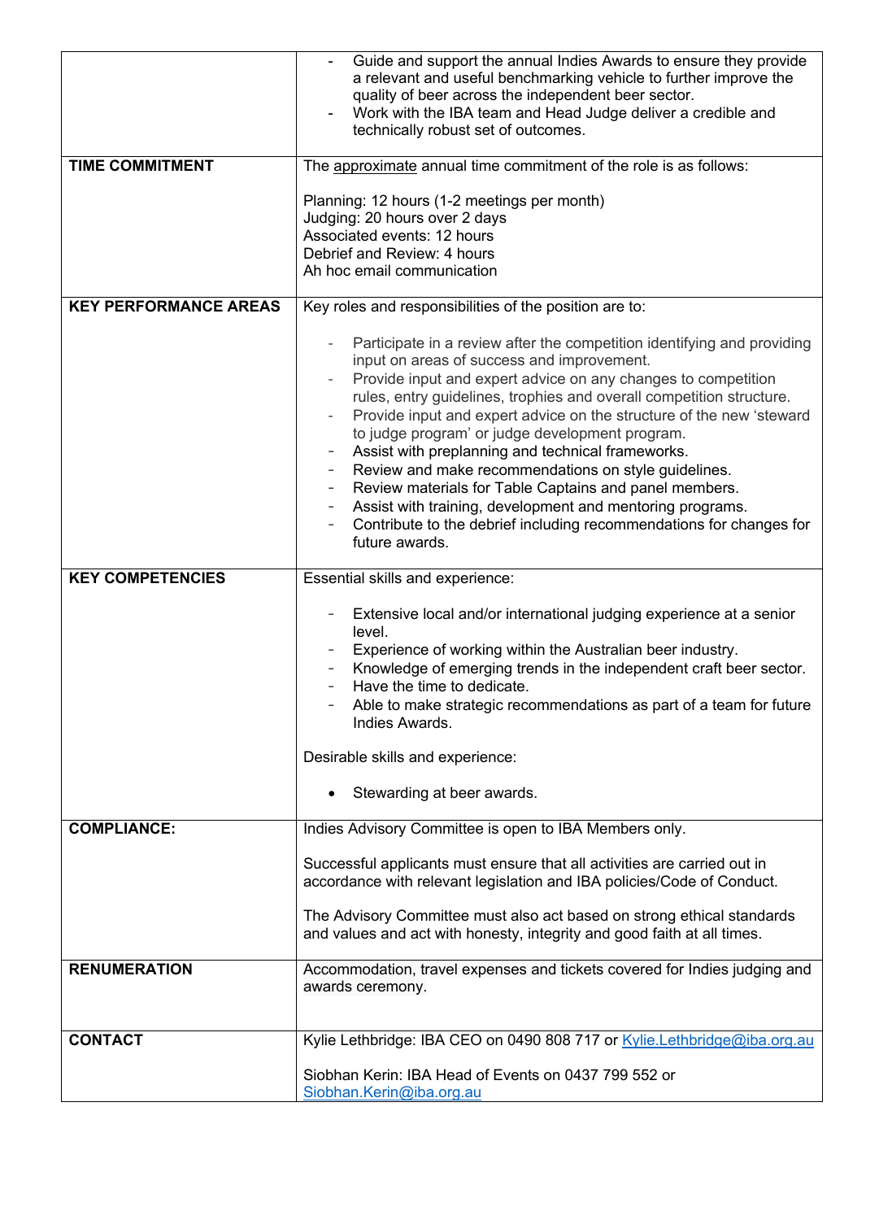| | |
|---|---|
| | - Guide and support the annual Indies Awards to ensure they provide a relevant and useful benchmarking vehicle to further improve the quality of beer across the independent beer sector.<br>- Work with the IBA team and Head Judge deliver a credible and technically robust set of outcomes. |
| **TIME COMMITMENT** | The approximate annual time commitment of the role is as follows:<br><br>Planning: 12 hours (1-2 meetings per month)<br>Judging: 20 hours over 2 days<br>Associated events: 12 hours<br>Debrief and Review: 4 hours<br>Ah hoc email communication |
| **KEY PERFORMANCE AREAS** | Key roles and responsibilities of the position are to:<br><br>- Participate in a review after the competition identifying and providing input on areas of success and improvement.<br>- Provide input and expert advice on any changes to competition rules, entry guidelines, trophies and overall competition structure.<br>- Provide input and expert advice on the structure of the new 'steward to judge program' or judge development program.<br>- Assist with preplanning and technical frameworks.<br>- Review and make recommendations on style guidelines.<br>- Review materials for Table Captains and panel members.<br>- Assist with training, development and mentoring programs.<br>- Contribute to the debrief including recommendations for changes for future awards. |
| **KEY COMPETENCIES** | Essential skills and experience:<br><br>- Extensive local and/or international judging experience at a senior level.<br>- Experience of working within the Australian beer industry.<br>- Knowledge of emerging trends in the independent craft beer sector.<br>- Have the time to dedicate.<br>- Able to make strategic recommendations as part of a team for future Indies Awards.<br><br>Desirable skills and experience:<br><br>• Stewarding at beer awards. |
| **COMPLIANCE:** | Indies Advisory Committee is open to IBA Members only.<br><br>Successful applicants must ensure that all activities are carried out in accordance with relevant legislation and IBA policies/Code of Conduct.<br><br>The Advisory Committee must also act based on strong ethical standards and values and act with honesty, integrity and good faith at all times. |
| **RENUMERATION** | Accommodation, travel expenses and tickets covered for Indies judging and awards ceremony. |
| **CONTACT** | Kylie Lethbridge: IBA CEO on 0490 808 717 or Kylie.Lethbridge@iba.org.au<br><br>Siobhan Kerin: IBA Head of Events on 0437 799 552 or Siobhan.Kerin@iba.org.au |